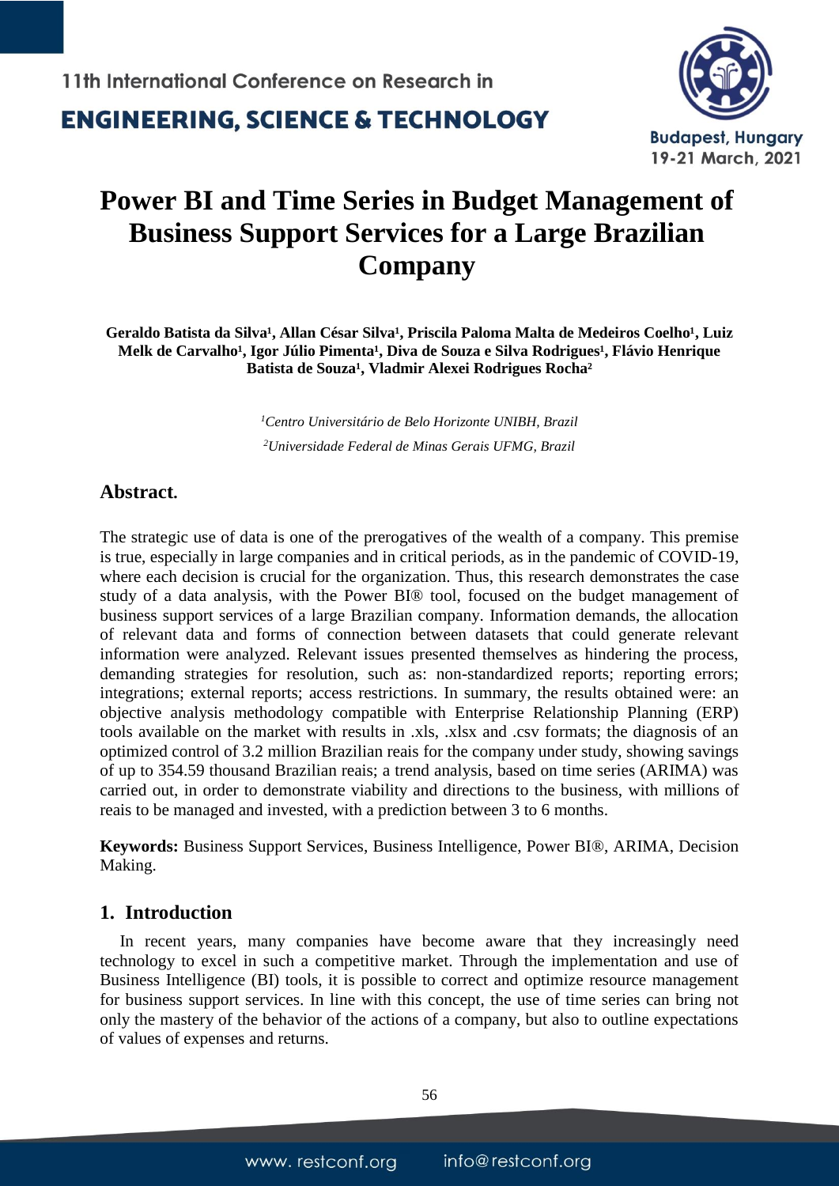# Power BI and Time Series in Budget Management of Business Support Services for a Large Brazilian Company

**Geraldo Batista da Silva[1], Allan César Silva[1], Priscila Paloma Malta de Medeiros Coelho[1], Luiz Melk de Carvalho[1], Igor Júlio Pimenta[1], Diva de Souza e Silva Rodrigues[1], Flávio Henrique Batista de Souza[1], Vladmir Alexei Rodrigues Rocha[2]**

[1]*Centro Universitário de Belo Horizonte UNIBH, Brazil*

[2]*Universidade Federal de Minas Gerais UFMG, Brazil*

## Abstract.

The strategic use of data is one of the prerogatives of the wealth of a company. This premise is true, especially in large companies and in critical periods, as in the pandemic of COVID-19, where each decision is crucial for the organization. Thus, this research demonstrates the case study of a data analysis, with the Power BI® tool, focused on the budget management of business support services of a large Brazilian company. Information demands, the allocation of relevant data and forms of connection between datasets that could generate relevant information were analyzed. Relevant issues presented themselves as hindering the process, demanding strategies for resolution, such as: non-standardized reports; reporting errors; integrations; external reports; access restrictions. In summary, the results obtained were: an objective analysis methodology compatible with Enterprise Relationship Planning (ERP) tools available on the market with results in .xls, .xlsx and .csv formats; the diagnosis of an optimized control of 3.2 million Brazilian reais for the company under study, showing savings of up to 354.59 thousand Brazilian reais; a trend analysis, based on time series (ARIMA) was carried out, in order to demonstrate viability and directions to the business, with millions of reais to be managed and invested, with a prediction between 3 to 6 months.

**Keywords:** Business Support Services, Business Intelligence, Power BI®, ARIMA, Decision Making.

## 1. Introduction

In recent years, many companies have become aware that they increasingly need technology to excel in such a competitive market. Through the implementation and use of Business Intelligence (BI) tools, it is possible to correct and optimize resource management for business support services. In line with this concept, the use of time series can bring not only the mastery of the behavior of the actions of a company, but also to outline expectations of values of expenses and returns.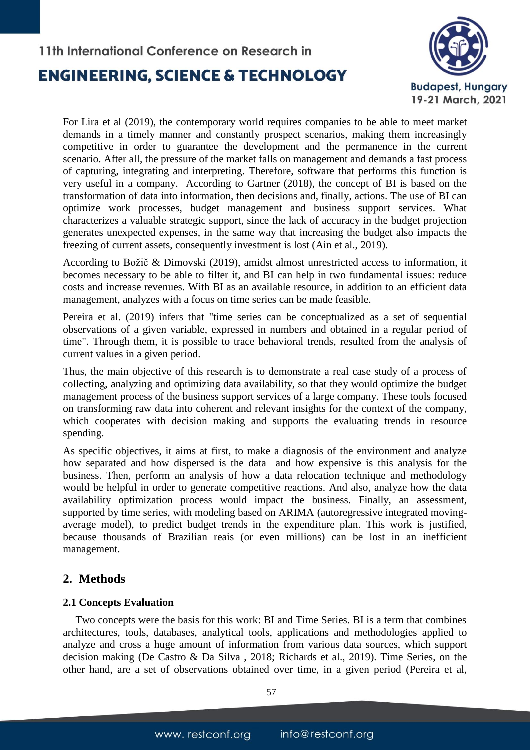For Lira et al (2019), the contemporary world requires companies to be able to meet market demands in a timely manner and constantly prospect scenarios, making them increasingly competitive in order to guarantee the development and the permanence in the current scenario. After all, the pressure of the market falls on management and demands a fast process of capturing, integrating and interpreting. Therefore, software that performs this function is very useful in a company. According to Gartner (2018), the concept of BI is based on the transformation of data into information, then decisions and, finally, actions. The use of BI can optimize work processes, budget management and business support services. What characterizes a valuable strategic support, since the lack of accuracy in the budget projection generates unexpected expenses, in the same way that increasing the budget also impacts the freezing of current assets, consequently investment is lost (Ain et al., 2019).

According to Božič & Dimovski (2019), amidst almost unrestricted access to information, it becomes necessary to be able to filter it, and BI can help in two fundamental issues: reduce costs and increase revenues. With BI as an available resource, in addition to an efficient data management, analyzes with a focus on time series can be made feasible.

Pereira et al. (2019) infers that "time series can be conceptualized as a set of sequential observations of a given variable, expressed in numbers and obtained in a regular period of time". Through them, it is possible to trace behavioral trends, resulted from the analysis of current values in a given period.

Thus, the main objective of this research is to demonstrate a real case study of a process of collecting, analyzing and optimizing data availability, so that they would optimize the budget management process of the business support services of a large company. These tools focused on transforming raw data into coherent and relevant insights for the context of the company, which cooperates with decision making and supports the evaluating trends in resource spending.

As specific objectives, it aims at first, to make a diagnosis of the environment and analyze how separated and how dispersed is the data and how expensive is this analysis for the business. Then, perform an analysis of how a data relocation technique and methodology would be helpful in order to generate competitive reactions. And also, analyze how the data availability optimization process would impact the business. Finally, an assessment, supported by time series, with modeling based on ARIMA (autoregressive integrated moving-average model), to predict budget trends in the expenditure plan. This work is justified, because thousands of Brazilian reais (or even millions) can be lost in an inefficient management.

## 2. Methods

### 2.1 Concepts Evaluation

Two concepts were the basis for this work: BI and Time Series. BI is a term that combines architectures, tools, databases, analytical tools, applications and methodologies applied to analyze and cross a huge amount of information from various data sources, which support decision making (De Castro & Da Silva , 2018; Richards et al., 2019). Time Series, on the other hand, are a set of observations obtained over time, in a given period (Pereira et al,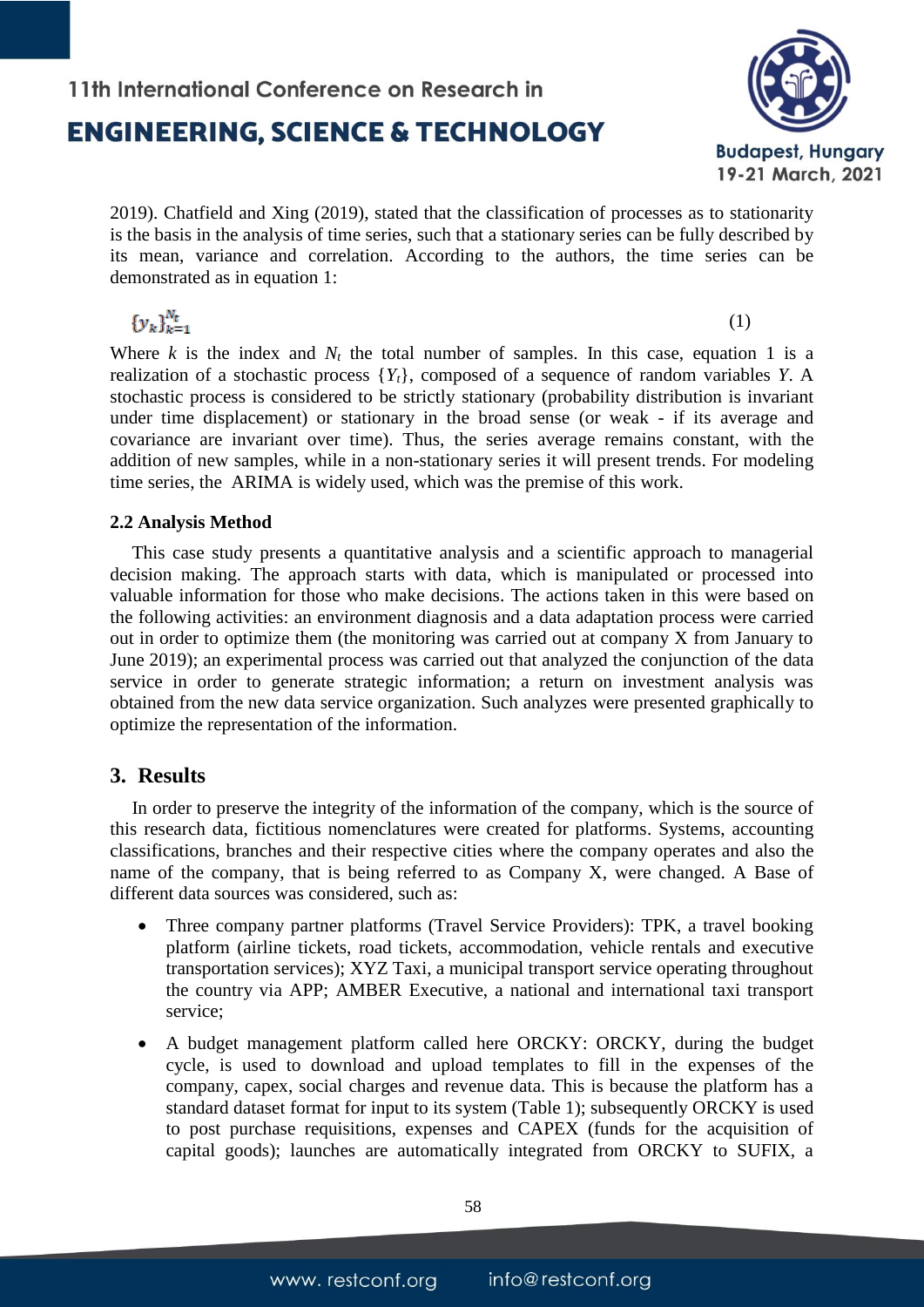2019). Chatfield and Xing (2019), stated that the classification of processes as to stationarity is the basis in the analysis of time series, such that a stationary series can be fully described by its mean, variance and correlation. According to the authors, the time series can be demonstrated as in equation 1:

$$\{y_k\}_{k=1}^{N_t} \tag{1}$$

Where $k$ is the index and $N_t$ the total number of samples. In this case, equation 1 is a realization of a stochastic process $\{Y_t\}$, composed of a sequence of random variables $Y$. A stochastic process is considered to be strictly stationary (probability distribution is invariant under time displacement) or stationary in the broad sense (or weak - if its average and covariance are invariant over time). Thus, the series average remains constant, with the addition of new samples, while in a non-stationary series it will present trends. For modeling time series, the ARIMA is widely used, which was the premise of this work.

### 2.2 Analysis Method

This case study presents a quantitative analysis and a scientific approach to managerial decision making. The approach starts with data, which is manipulated or processed into valuable information for those who make decisions. The actions taken in this were based on the following activities: an environment diagnosis and a data adaptation process were carried out in order to optimize them (the monitoring was carried out at company X from January to June 2019); an experimental process was carried out that analyzed the conjunction of the data service in order to generate strategic information; a return on investment analysis was obtained from the new data service organization. Such analyzes were presented graphically to optimize the representation of the information.

## 3. Results

In order to preserve the integrity of the information of the company, which is the source of this research data, fictitious nomenclatures were created for platforms. Systems, accounting classifications, branches and their respective cities where the company operates and also the name of the company, that is being referred to as Company X, were changed. A Base of different data sources was considered, such as:

- Three company partner platforms (Travel Service Providers): TPK, a travel booking platform (airline tickets, road tickets, accommodation, vehicle rentals and executive transportation services); XYZ Taxi, a municipal transport service operating throughout the country via APP; AMBER Executive, a national and international taxi transport service;
- A budget management platform called here ORCKY: ORCKY, during the budget cycle, is used to download and upload templates to fill in the expenses of the company, capex, social charges and revenue data. This is because the platform has a standard dataset format for input to its system (Table 1); subsequently ORCKY is used to post purchase requisitions, expenses and CAPEX (funds for the acquisition of capital goods); launches are automatically integrated from ORCKY to SUFIX, a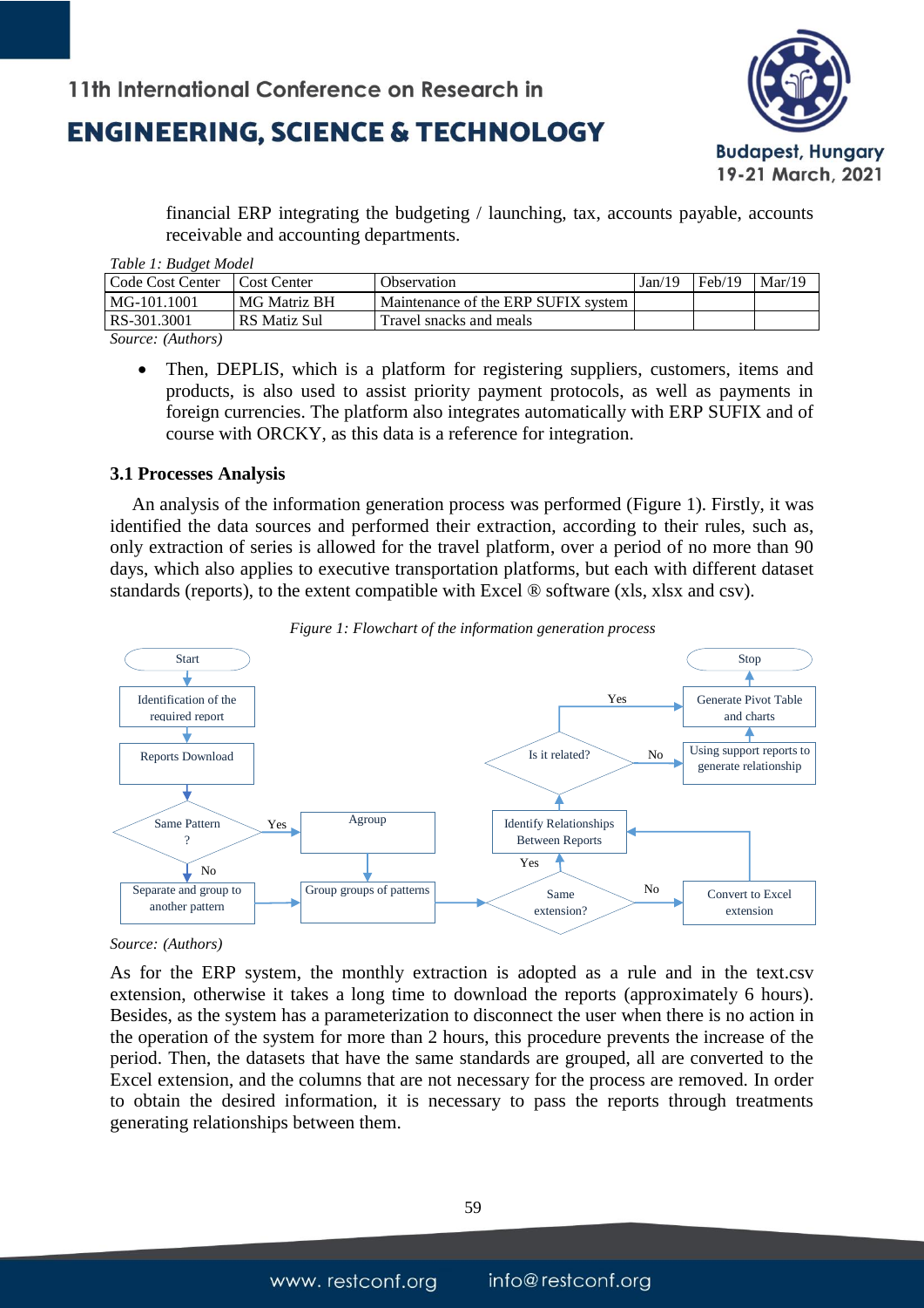financial ERP integrating the budgeting / launching, tax, accounts payable, accounts receivable and accounting departments.

*Table 1: Budget Model*

| Code Cost Center | Cost Center | Observation | Jan/19 | Feb/19 | Mar/19 |
|---|---|---|---|---|---|
| MG-101.1001 | MG Matriz BH | Maintenance of the ERP SUFIX system | | | |
| RS-301.3001 | RS Matiz Sul | Travel snacks and meals | | | |

*Source: (Authors)*

- Then, DEPLIS, which is a platform for registering suppliers, customers, items and products, is also used to assist priority payment protocols, as well as payments in foreign currencies. The platform also integrates automatically with ERP SUFIX and of course with ORCKY, as this data is a reference for integration.

### 3.1 Processes Analysis

An analysis of the information generation process was performed (Figure 1). Firstly, it was identified the data sources and performed their extraction, according to their rules, such as, only extraction of series is allowed for the travel platform, over a period of no more than 90 days, which also applies to executive transportation platforms, but each with different dataset standards (reports), to the extent compatible with Excel ® software (xls, xlsx and csv).

*Figure 1: Flowchart of the information generation process*

Start → Identification of the required report → Reports Download → Same Pattern ? (Yes → Agroup → Group groups of patterns; No → Separate and group to another pattern → Group groups of patterns) → Same extension? (Yes → Identify Relationships Between Reports; No → Convert to Excel extension → Identify Relationships Between Reports) → Is it related? (Yes → Generate Pivot Table and charts; No → Using support reports to generate relationship → Generate Pivot Table and charts) → Stop

*Source: (Authors)*

As for the ERP system, the monthly extraction is adopted as a rule and in the text.csv extension, otherwise it takes a long time to download the reports (approximately 6 hours). Besides, as the system has a parameterization to disconnect the user when there is no action in the operation of the system for more than 2 hours, this procedure prevents the increase of the period. Then, the datasets that have the same standards are grouped, all are converted to the Excel extension, and the columns that are not necessary for the process are removed. In order to obtain the desired information, it is necessary to pass the reports through treatments generating relationships between them.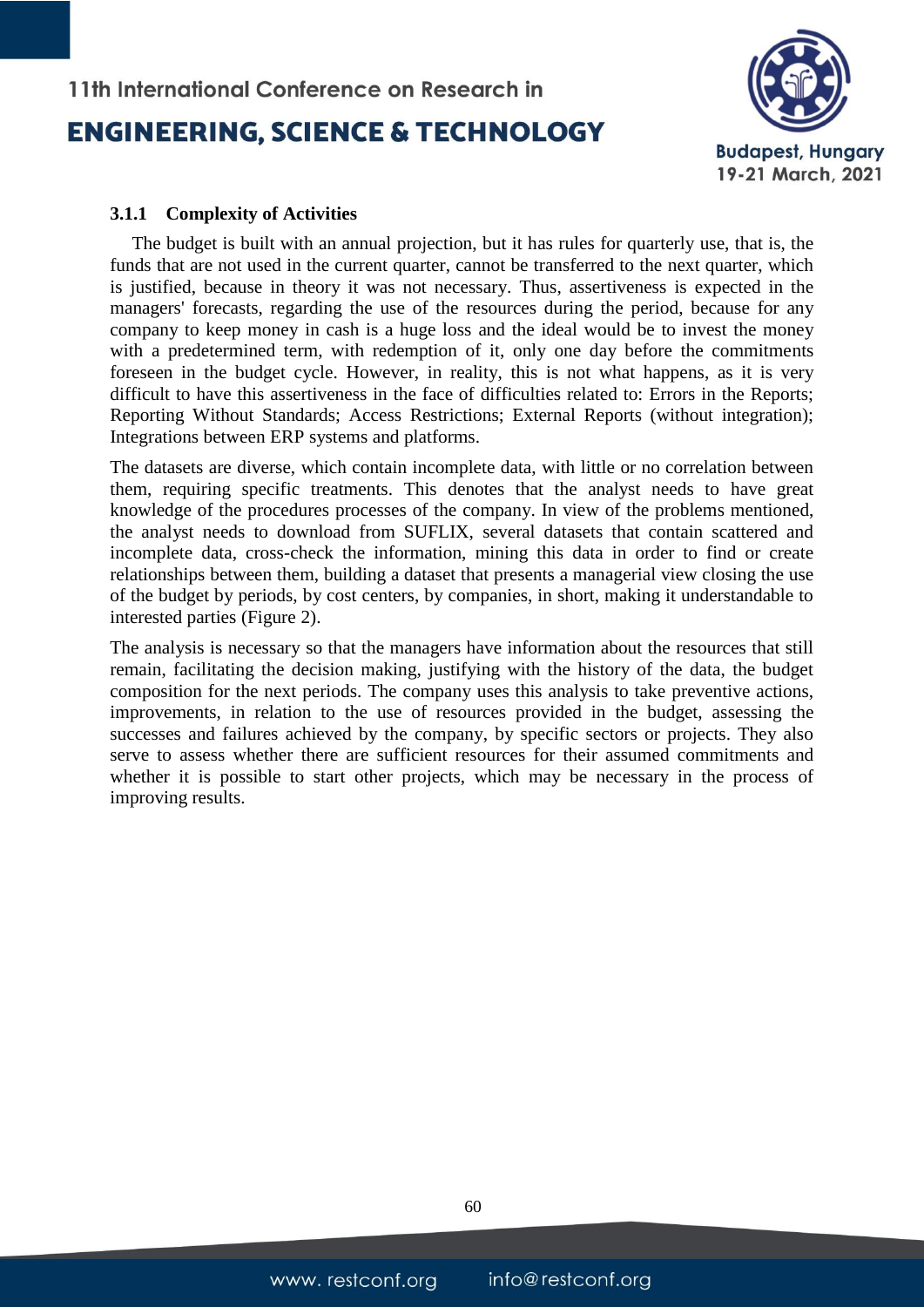#### 3.1.1 Complexity of Activities

The budget is built with an annual projection, but it has rules for quarterly use, that is, the funds that are not used in the current quarter, cannot be transferred to the next quarter, which is justified, because in theory it was not necessary. Thus, assertiveness is expected in the managers' forecasts, regarding the use of the resources during the period, because for any company to keep money in cash is a huge loss and the ideal would be to invest the money with a predetermined term, with redemption of it, only one day before the commitments foreseen in the budget cycle. However, in reality, this is not what happens, as it is very difficult to have this assertiveness in the face of difficulties related to: Errors in the Reports; Reporting Without Standards; Access Restrictions; External Reports (without integration); Integrations between ERP systems and platforms.

The datasets are diverse, which contain incomplete data, with little or no correlation between them, requiring specific treatments. This denotes that the analyst needs to have great knowledge of the procedures processes of the company. In view of the problems mentioned, the analyst needs to download from SUFLIX, several datasets that contain scattered and incomplete data, cross-check the information, mining this data in order to find or create relationships between them, building a dataset that presents a managerial view closing the use of the budget by periods, by cost centers, by companies, in short, making it understandable to interested parties (Figure 2).

The analysis is necessary so that the managers have information about the resources that still remain, facilitating the decision making, justifying with the history of the data, the budget composition for the next periods. The company uses this analysis to take preventive actions, improvements, in relation to the use of resources provided in the budget, assessing the successes and failures achieved by the company, by specific sectors or projects. They also serve to assess whether there are sufficient resources for their assumed commitments and whether it is possible to start other projects, which may be necessary in the process of improving results.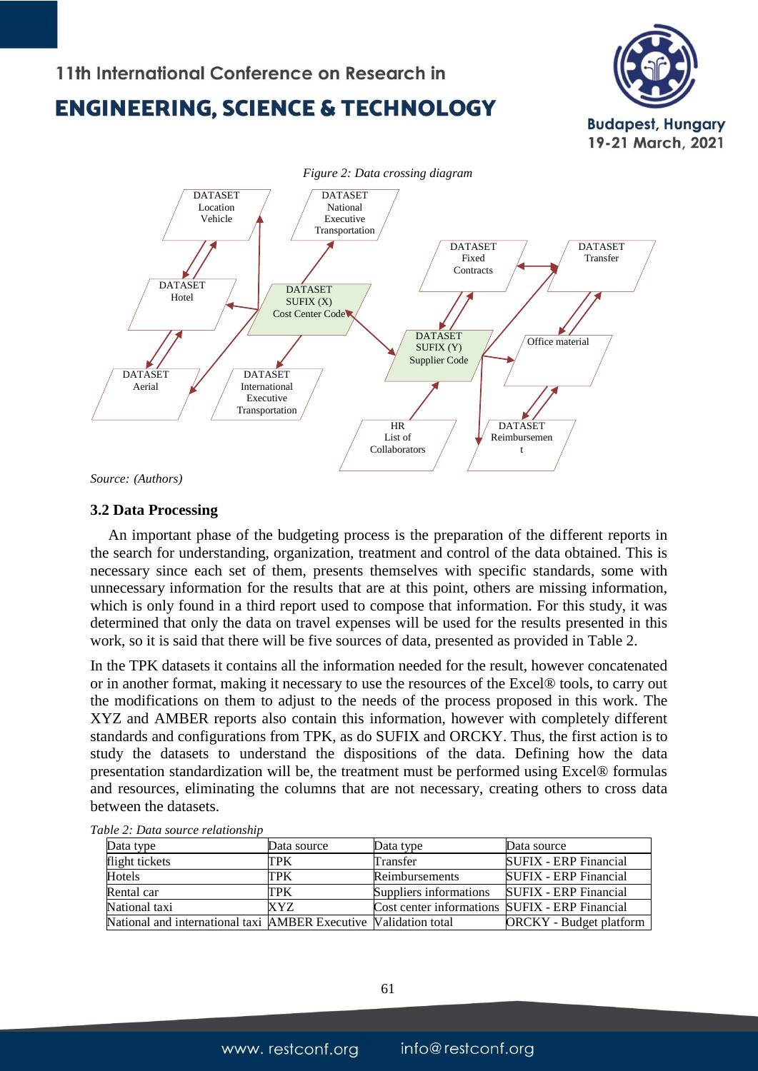*Figure 2: Data crossing diagram*

*Source: (Authors)*

### 3.2 Data Processing

An important phase of the budgeting process is the preparation of the different reports in the search for understanding, organization, treatment and control of the data obtained. This is necessary since each set of them, presents themselves with specific standards, some with unnecessary information for the results that are at this point, others are missing information, which is only found in a third report used to compose that information. For this study, it was determined that only the data on travel expenses will be used for the results presented in this work, so it is said that there will be five sources of data, presented as provided in Table 2.

In the TPK datasets it contains all the information needed for the result, however concatenated or in another format, making it necessary to use the resources of the Excel® tools, to carry out the modifications on them to adjust to the needs of the process proposed in this work. The XYZ and AMBER reports also contain this information, however with completely different standards and configurations from TPK, as do SUFIX and ORCKY. Thus, the first action is to study the datasets to understand the dispositions of the data. Defining how the data presentation standardization will be, the treatment must be performed using Excel® formulas and resources, eliminating the columns that are not necessary, creating others to cross data between the datasets.

*Table 2: Data source relationship*

| Data type | Data source | Data type | Data source |
|---|---|---|---|
| flight tickets | TPK | Transfer | SUFIX - ERP Financial |
| Hotels | TPK | Reimbursements | SUFIX - ERP Financial |
| Rental car | TPK | Suppliers informations | SUFIX - ERP Financial |
| National taxi | XYZ | Cost center informations | SUFIX - ERP Financial |
| National and international taxi | AMBER Executive | Validation total | ORCKY - Budget platform |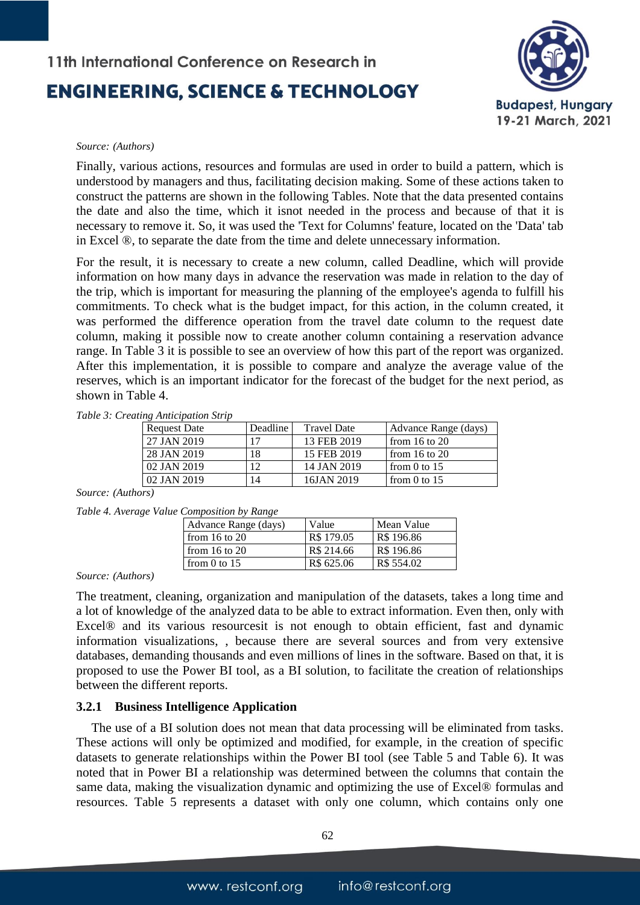*Source: (Authors)*

Finally, various actions, resources and formulas are used in order to build a pattern, which is understood by managers and thus, facilitating decision making. Some of these actions taken to construct the patterns are shown in the following Tables. Note that the data presented contains the date and also the time, which it isnot needed in the process and because of that it is necessary to remove it. So, it was used the 'Text for Columns' feature, located on the 'Data' tab in Excel ®, to separate the date from the time and delete unnecessary information.

For the result, it is necessary to create a new column, called Deadline, which will provide information on how many days in advance the reservation was made in relation to the day of the trip, which is important for measuring the planning of the employee's agenda to fulfill his commitments. To check what is the budget impact, for this action, in the column created, it was performed the difference operation from the travel date column to the request date column, making it possible now to create another column containing a reservation advance range. In Table 3 it is possible to see an overview of how this part of the report was organized. After this implementation, it is possible to compare and analyze the average value of the reserves, which is an important indicator for the forecast of the budget for the next period, as shown in Table 4.

*Table 3: Creating Anticipation Strip*

| Request Date | Deadline | Travel Date | Advance Range (days) |
|---|---|---|---|
| 27 JAN 2019 | 17 | 13 FEB 2019 | from 16 to 20 |
| 28 JAN 2019 | 18 | 15 FEB 2019 | from 16 to 20 |
| 02 JAN 2019 | 12 | 14 JAN 2019 | from 0 to 15 |
| 02 JAN 2019 | 14 | 16JAN 2019 | from 0 to 15 |

*Source: (Authors)*

*Table 4. Average Value Composition by Range*

| Advance Range (days) | Value | Mean Value |
|---|---|---|
| from 16 to 20 | R$ 179.05 | R$ 196.86 |
| from 16 to 20 | R$ 214.66 | R$ 196.86 |
| from 0 to 15 | R$ 625.06 | R$ 554.02 |

*Source: (Authors)*

The treatment, cleaning, organization and manipulation of the datasets, takes a long time and a lot of knowledge of the analyzed data to be able to extract information. Even then, only with Excel® and its various resourcesit is not enough to obtain efficient, fast and dynamic information visualizations, , because there are several sources and from very extensive databases, demanding thousands and even millions of lines in the software. Based on that, it is proposed to use the Power BI tool, as a BI solution, to facilitate the creation of relationships between the different reports.

### 3.2.1 Business Intelligence Application

The use of a BI solution does not mean that data processing will be eliminated from tasks. These actions will only be optimized and modified, for example, in the creation of specific datasets to generate relationships within the Power BI tool (see Table 5 and Table 6). It was noted that in Power BI a relationship was determined between the columns that contain the same data, making the visualization dynamic and optimizing the use of Excel® formulas and resources. Table 5 represents a dataset with only one column, which contains only one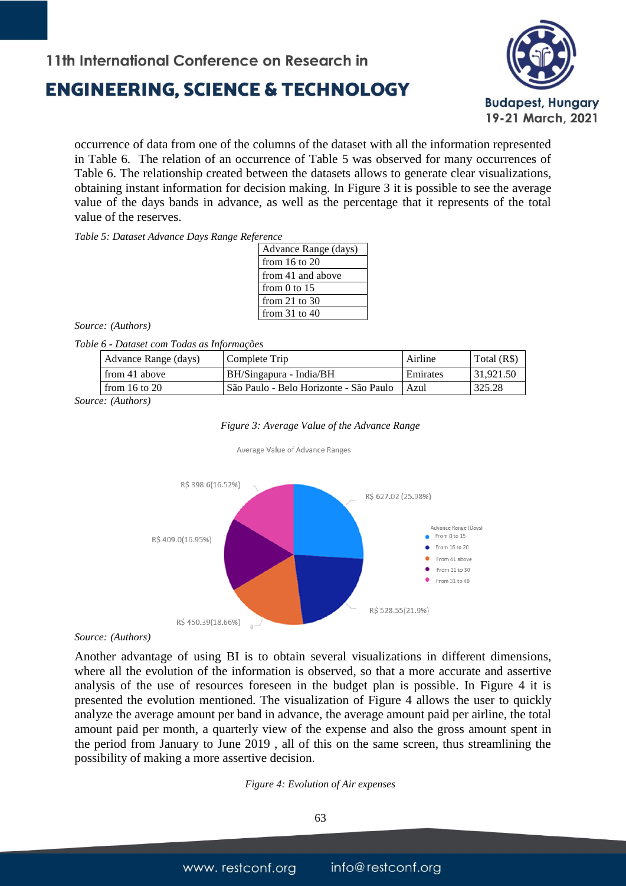occurrence of data from one of the columns of the dataset with all the information represented in Table 6. The relation of an occurrence of Table 5 was observed for many occurrences of Table 6. The relationship created between the datasets allows to generate clear visualizations, obtaining instant information for decision making. In Figure 3 it is possible to see the average value of the days bands in advance, as well as the percentage that it represents of the total value of the reserves.

*Table 5: Dataset Advance Days Range Reference*

| Advance Range (days) |
|---|
| from 16 to 20 |
| from 41 and above |
| from 0 to 15 |
| from 21 to 30 |
| from 31 to 40 |

*Source: (Authors)*

*Table 6 - Dataset com Todas as Informações*

| Advance Range (days) | Complete Trip | Airline | Total (R$) |
|---|---|---|---|
| from 41 above | BH/Singapura - India/BH | Emirates | 31,921.50 |
| from 16 to 20 | São Paulo - Belo Horizonte - São Paulo | Azul | 325.28 |

*Source: (Authors)*

*Figure 3: Average Value of the Advance Range*

*Source: (Authors)*

Another advantage of using BI is to obtain several visualizations in different dimensions, where all the evolution of the information is observed, so that a more accurate and assertive analysis of the use of resources foreseen in the budget plan is possible. In Figure 4 it is presented the evolution mentioned. The visualization of Figure 4 allows the user to quickly analyze the average amount per band in advance, the average amount paid per airline, the total amount paid per month, a quarterly view of the expense and also the gross amount spent in the period from January to June 2019 , all of this on the same screen, thus streamlining the possibility of making a more assertive decision.

*Figure 4: Evolution of Air expenses*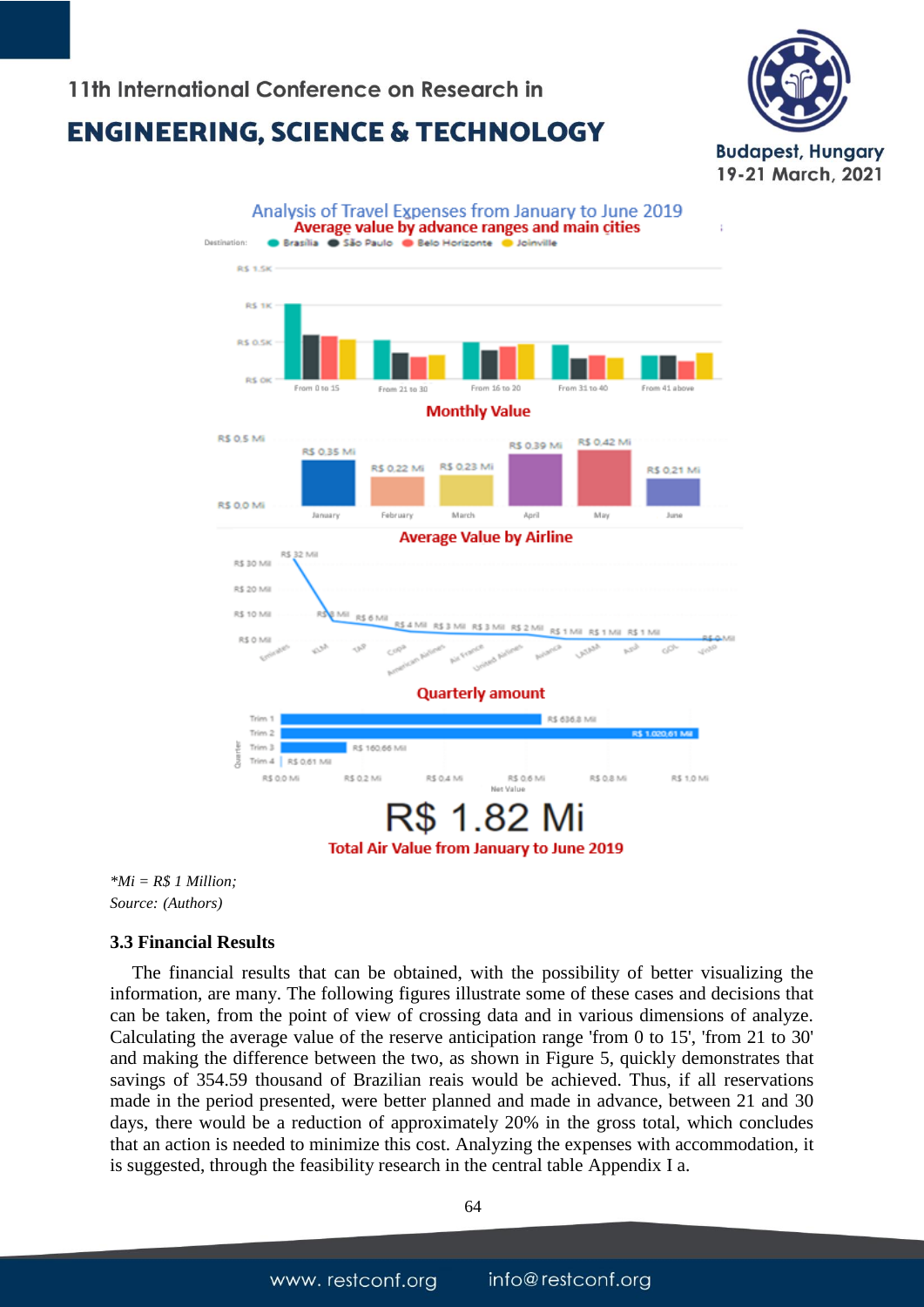*Mi = R$ 1 Million;
Source: (Authors)

### 3.3 Financial Results

The financial results that can be obtained, with the possibility of better visualizing the information, are many. The following figures illustrate some of these cases and decisions that can be taken, from the point of view of crossing data and in various dimensions of analyze. Calculating the average value of the reserve anticipation range 'from 0 to 15', 'from 21 to 30' and making the difference between the two, as shown in Figure 5, quickly demonstrates that savings of 354.59 thousand of Brazilian reais would be achieved. Thus, if all reservations made in the period presented, were better planned and made in advance, between 21 and 30 days, there would be a reduction of approximately 20% in the gross total, which concludes that an action is needed to minimize this cost. Analyzing the expenses with accommodation, it is suggested, through the feasibility research in the central table Appendix I a.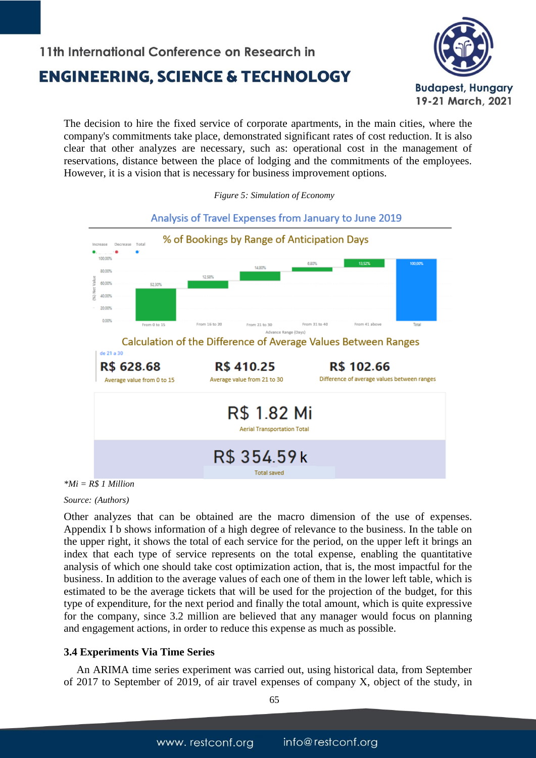The decision to hire the fixed service of corporate apartments, in the main cities, where the company's commitments take place, demonstrated significant rates of cost reduction. It is also clear that other analyzes are necessary, such as: operational cost in the management of reservations, distance between the place of lodging and the commitments of the employees. However, it is a vision that is necessary for business improvement options.

*Figure 5: Simulation of Economy*

Analysis of Travel Expenses from January to June 2019

% of Bookings by Range of Anticipation Days

Calculation of the Difference of Average Values Between Ranges

| R$ 628.68 | R$ 410.25 | R$ 102.66 |
|---|---|---|
| Average value from 0 to 15 | Average value from 21 to 30 | Difference of average values between ranges |

R$ 1.82 Mi
Aerial Transportation Total

R$ 354.59 k
Total saved

*\*Mi = R$ 1 Million*

*Source: (Authors)*

Other analyzes that can be obtained are the macro dimension of the use of expenses. Appendix I b shows information of a high degree of relevance to the business. In the table on the upper right, it shows the total of each service for the period, on the upper left it brings an index that each type of service represents on the total expense, enabling the quantitative analysis of which one should take cost optimization action, that is, the most impactful for the business. In addition to the average values of each one of them in the lower left table, which is estimated to be the average tickets that will be used for the projection of the budget, for this type of expenditure, for the next period and finally the total amount, which is quite expressive for the company, since 3.2 million are believed that any manager would focus on planning and engagement actions, in order to reduce this expense as much as possible.

### 3.4 Experiments Via Time Series

An ARIMA time series experiment was carried out, using historical data, from September of 2017 to September of 2019, of air travel expenses of company X, object of the study, in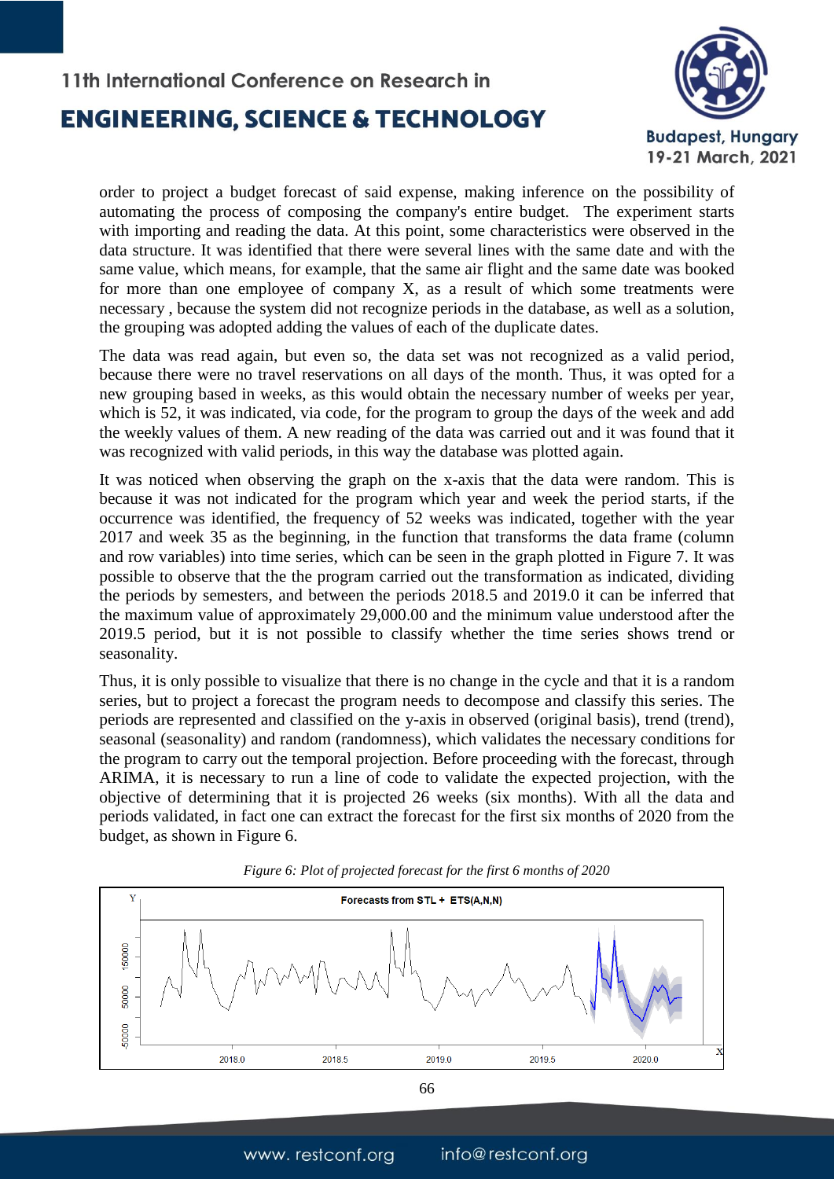order to project a budget forecast of said expense, making inference on the possibility of automating the process of composing the company's entire budget. The experiment starts with importing and reading the data. At this point, some characteristics were observed in the data structure. It was identified that there were several lines with the same date and with the same value, which means, for example, that the same air flight and the same date was booked for more than one employee of company X, as a result of which some treatments were necessary , because the system did not recognize periods in the database, as well as a solution, the grouping was adopted adding the values of each of the duplicate dates.

The data was read again, but even so, the data set was not recognized as a valid period, because there were no travel reservations on all days of the month. Thus, it was opted for a new grouping based in weeks, as this would obtain the necessary number of weeks per year, which is 52, it was indicated, via code, for the program to group the days of the week and add the weekly values of them. A new reading of the data was carried out and it was found that it was recognized with valid periods, in this way the database was plotted again.

It was noticed when observing the graph on the x-axis that the data were random. This is because it was not indicated for the program which year and week the period starts, if the occurrence was identified, the frequency of 52 weeks was indicated, together with the year 2017 and week 35 as the beginning, in the function that transforms the data frame (column and row variables) into time series, which can be seen in the graph plotted in Figure 7. It was possible to observe that the the program carried out the transformation as indicated, dividing the periods by semesters, and between the periods 2018.5 and 2019.0 it can be inferred that the maximum value of approximately 29,000.00 and the minimum value understood after the 2019.5 period, but it is not possible to classify whether the time series shows trend or seasonality.

Thus, it is only possible to visualize that there is no change in the cycle and that it is a random series, but to project a forecast the program needs to decompose and classify this series. The periods are represented and classified on the y-axis in observed (original basis), trend (trend), seasonal (seasonality) and random (randomness), which validates the necessary conditions for the program to carry out the temporal projection. Before proceeding with the forecast, through ARIMA, it is necessary to run a line of code to validate the expected projection, with the objective of determining that it is projected 26 weeks (six months). With all the data and periods validated, in fact one can extract the forecast for the first six months of 2020 from the budget, as shown in Figure 6.

*Figure 6: Plot of projected forecast for the first 6 months of 2020*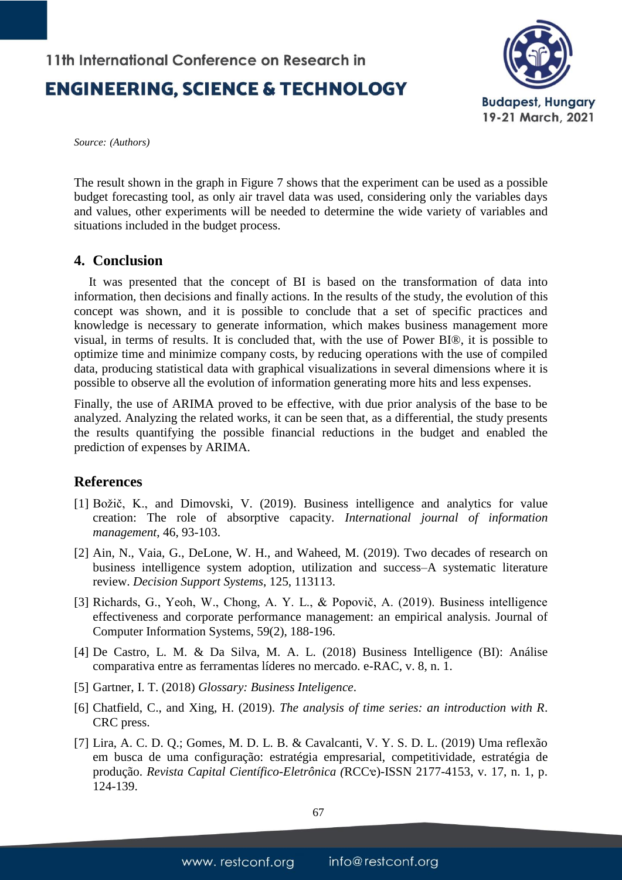*Source: (Authors)*

The result shown in the graph in Figure 7 shows that the experiment can be used as a possible budget forecasting tool, as only air travel data was used, considering only the variables days and values, other experiments will be needed to determine the wide variety of variables and situations included in the budget process.

## 4. Conclusion

It was presented that the concept of BI is based on the transformation of data into information, then decisions and finally actions. In the results of the study, the evolution of this concept was shown, and it is possible to conclude that a set of specific practices and knowledge is necessary to generate information, which makes business management more visual, in terms of results. It is concluded that, with the use of Power BI®, it is possible to optimize time and minimize company costs, by reducing operations with the use of compiled data, producing statistical data with graphical visualizations in several dimensions where it is possible to observe all the evolution of information generating more hits and less expenses.

Finally, the use of ARIMA proved to be effective, with due prior analysis of the base to be analyzed. Analyzing the related works, it can be seen that, as a differential, the study presents the results quantifying the possible financial reductions in the budget and enabled the prediction of expenses by ARIMA.

## References

[1] Božič, K., and Dimovski, V. (2019). Business intelligence and analytics for value creation: The role of absorptive capacity. *International journal of information management*, 46, 93-103.

[2] Ain, N., Vaia, G., DeLone, W. H., and Waheed, M. (2019). Two decades of research on business intelligence system adoption, utilization and success–A systematic literature review. *Decision Support Systems*, 125, 113113.

[3] Richards, G., Yeoh, W., Chong, A. Y. L., & Popovič, A. (2019). Business intelligence effectiveness and corporate performance management: an empirical analysis. Journal of Computer Information Systems, 59(2), 188-196.

[4] De Castro, L. M. & Da Silva, M. A. L. (2018) Business Intelligence (BI): Análise comparativa entre as ferramentas líderes no mercado. e-RAC, v. 8, n. 1.

[5] Gartner, I. T. (2018) *Glossary: Business Inteligence*.

[6] Chatfield, C., and Xing, H. (2019). *The analysis of time series: an introduction with R*. CRC press.

[7] Lira, A. C. D. Q.; Gomes, M. D. L. B. & Cavalcanti, V. Y. S. D. L. (2019) Uma reflexão em busca de uma configuração: estratégia empresarial, competitividade, estratégia de produção. *Revista Capital Científico-Eletrônica (*RCCe)-ISSN 2177-4153, v. 17, n. 1, p. 124-139.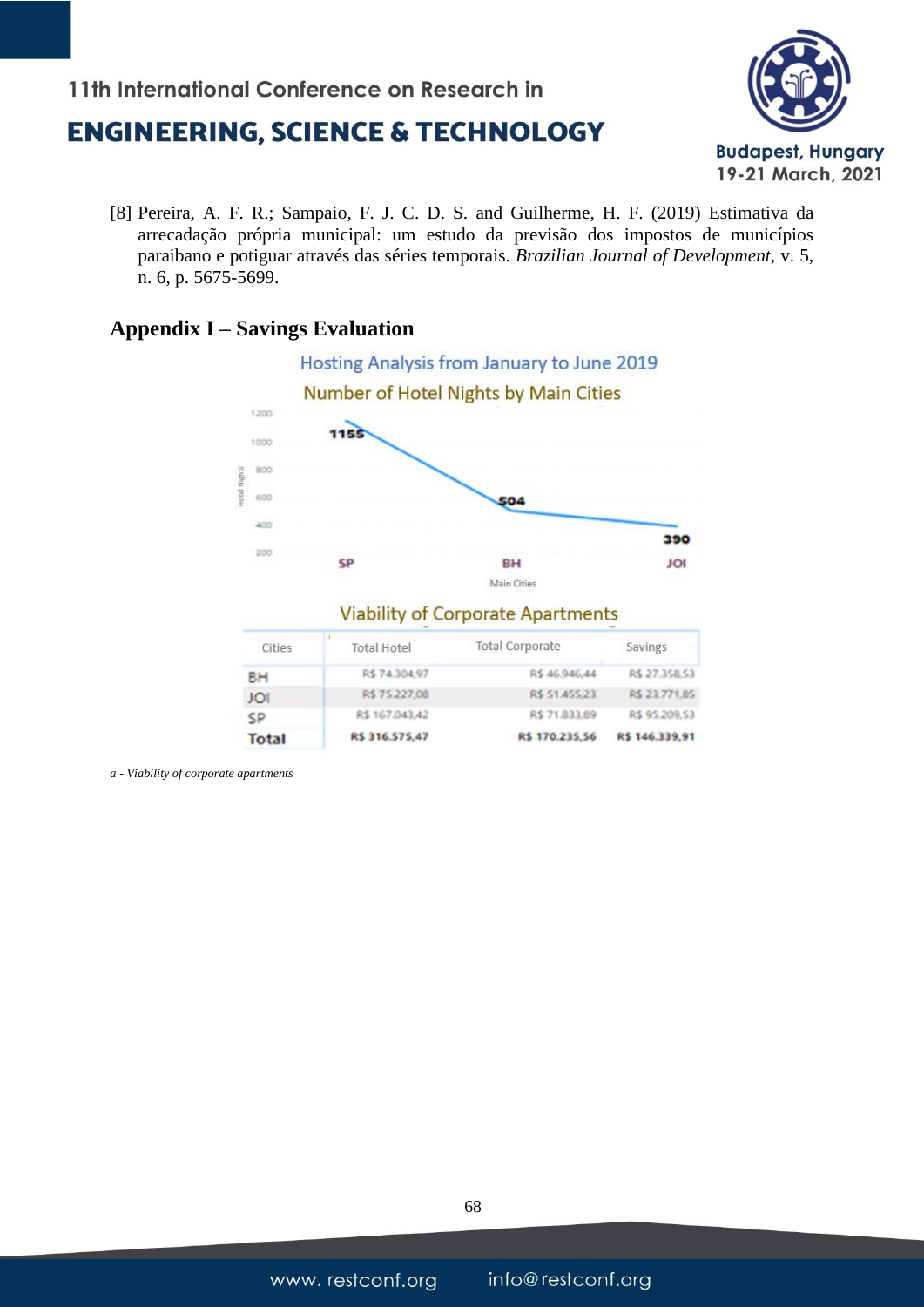[8] Pereira, A. F. R.; Sampaio, F. J. C. D. S. and Guilherme, H. F. (2019) Estimativa da arrecadação própria municipal: um estudo da previsão dos impostos de municípios paraibano e potiguar através das séries temporais. *Brazilian Journal of Development*, v. 5, n. 6, p. 5675-5699.

## Appendix I – Savings Evaluation

Hosting Analysis from January to June 2019

Number of Hotel Nights by Main Cities

| Main Cities | Hotel Nights |
|---|---|
| SP | 1155 |
| BH | 504 |
| JOI | 390 |

Viability of Corporate Apartments

| Cities | Total Hotel | Total Corporate | Savings |
|---|---|---|---|
| BH | R$ 74.304,97 | R$ 46.946,44 | R$ 27.358,53 |
| JOI | R$ 75.227,08 | R$ 51.455,23 | R$ 23.771,85 |
| SP | R$ 167.043,42 | R$ 71.833,89 | R$ 95.209,53 |
| **Total** | **R$ 316.575,47** | **R$ 170.235,56** | **R$ 146.339,91** |

*a - Viability of corporate apartments*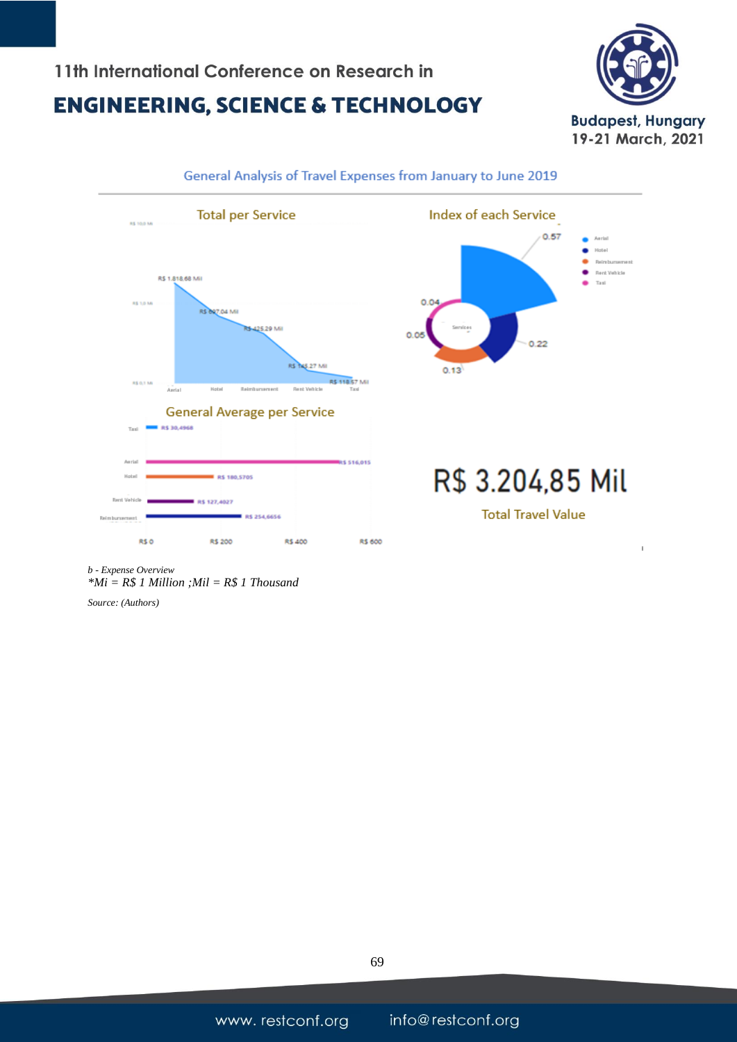General Analysis of Travel Expenses from January to June 2019

Total per Service

R$ 10,0 Mi

R$ 1.818,68 Mil

R$ 1,0 Mi

R$ 697,04 Mil

R$ 425,29 Mil

R$ 145,27 Mil

R$ 118,57 Mil

R$ 0,1 Mi

Aerial Hotel Reimbursement Rent Vehicle Taxi

Index of each Service

0.57

0.04

0.05

0.22

0.13

Services

Aerial

Hotel

Reimbursement

Rent Vehicle

Taxi

General Average per Service

Taxi R$ 30,4968

Aerial R$ 516,015

Hotel R$ 180,5705

Rent Vehicle R$ 127,4027

Reimbursement R$ 254,6656

R$ 0 R$ 200 R$ 400 R$ 600

R$ 3.204,85 Mil

Total Travel Value

*b - Expense Overview*

*\*Mi = R$ 1 Million ;Mil = R$ 1 Thousand*

*Source: (Authors)*